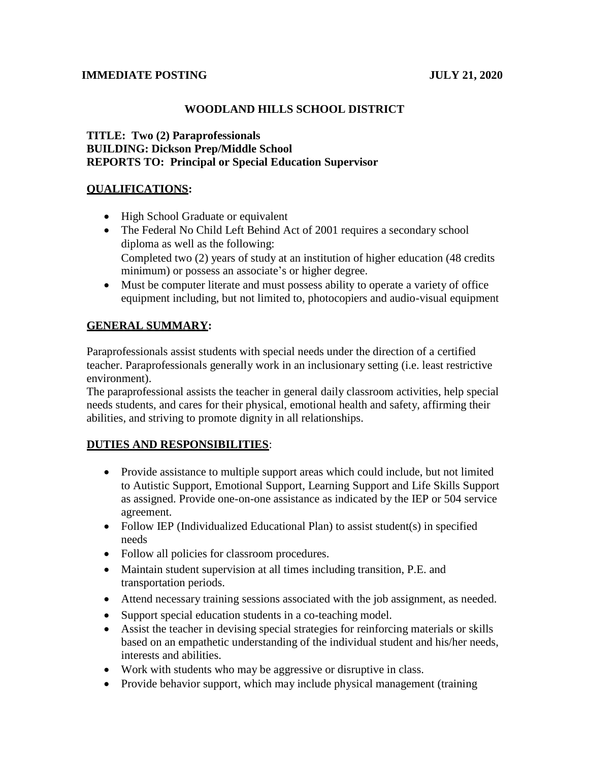**IMMEDIATE POSTING** **JULY 21, 2020**

# WOODLAND HILLS SCHOOL DISTRICT

**TITLE: Two (2) Paraprofessionals**
**BUILDING: Dickson Prep/Middle School**
**REPORTS TO: Principal or Special Education Supervisor**

## QUALIFICATIONS:

- High School Graduate or equivalent
- The Federal No Child Left Behind Act of 2001 requires a secondary school diploma as well as the following:
  Completed two (2) years of study at an institution of higher education (48 credits minimum) or possess an associate's or higher degree.
- Must be computer literate and must possess ability to operate a variety of office equipment including, but not limited to, photocopiers and audio-visual equipment

## GENERAL SUMMARY:

Paraprofessionals assist students with special needs under the direction of a certified teacher. Paraprofessionals generally work in an inclusionary setting (i.e. least restrictive environment).

The paraprofessional assists the teacher in general daily classroom activities, help special needs students, and cares for their physical, emotional health and safety, affirming their abilities, and striving to promote dignity in all relationships.

## DUTIES AND RESPONSIBILITIES:

- Provide assistance to multiple support areas which could include, but not limited to Autistic Support, Emotional Support, Learning Support and Life Skills Support as assigned. Provide one-on-one assistance as indicated by the IEP or 504 service agreement.
- Follow IEP (Individualized Educational Plan) to assist student(s) in specified needs
- Follow all policies for classroom procedures.
- Maintain student supervision at all times including transition, P.E. and transportation periods.
- Attend necessary training sessions associated with the job assignment, as needed.
- Support special education students in a co-teaching model.
- Assist the teacher in devising special strategies for reinforcing materials or skills based on an empathetic understanding of the individual student and his/her needs, interests and abilities.
- Work with students who may be aggressive or disruptive in class.
- Provide behavior support, which may include physical management (training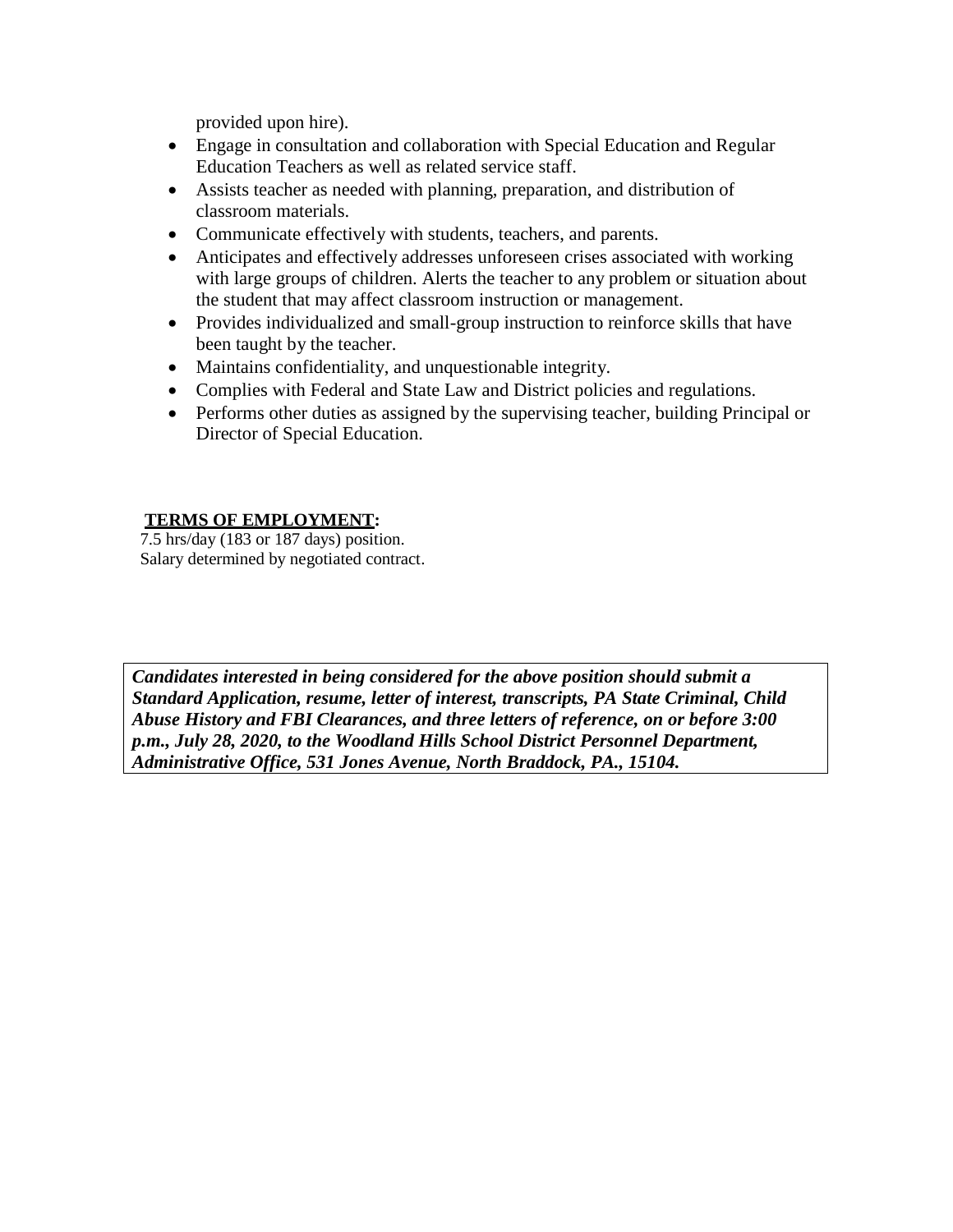provided upon hire).

- Engage in consultation and collaboration with Special Education and Regular Education Teachers as well as related service staff.
- Assists teacher as needed with planning, preparation, and distribution of classroom materials.
- Communicate effectively with students, teachers, and parents.
- Anticipates and effectively addresses unforeseen crises associated with working with large groups of children. Alerts the teacher to any problem or situation about the student that may affect classroom instruction or management.
- Provides individualized and small-group instruction to reinforce skills that have been taught by the teacher.
- Maintains confidentiality, and unquestionable integrity.
- Complies with Federal and State Law and District policies and regulations.
- Performs other duties as assigned by the supervising teacher, building Principal or Director of Special Education.

**TERMS OF EMPLOYMENT:**

7.5 hrs/day (183 or 187 days) position.
Salary determined by negotiated contract.

***Candidates interested in being considered for the above position should submit a Standard Application, resume, letter of interest, transcripts, PA State Criminal, Child Abuse History and FBI Clearances, and three letters of reference, on or before 3:00 p.m., July 28, 2020, to the Woodland Hills School District Personnel Department, Administrative Office, 531 Jones Avenue, North Braddock, PA., 15104.***